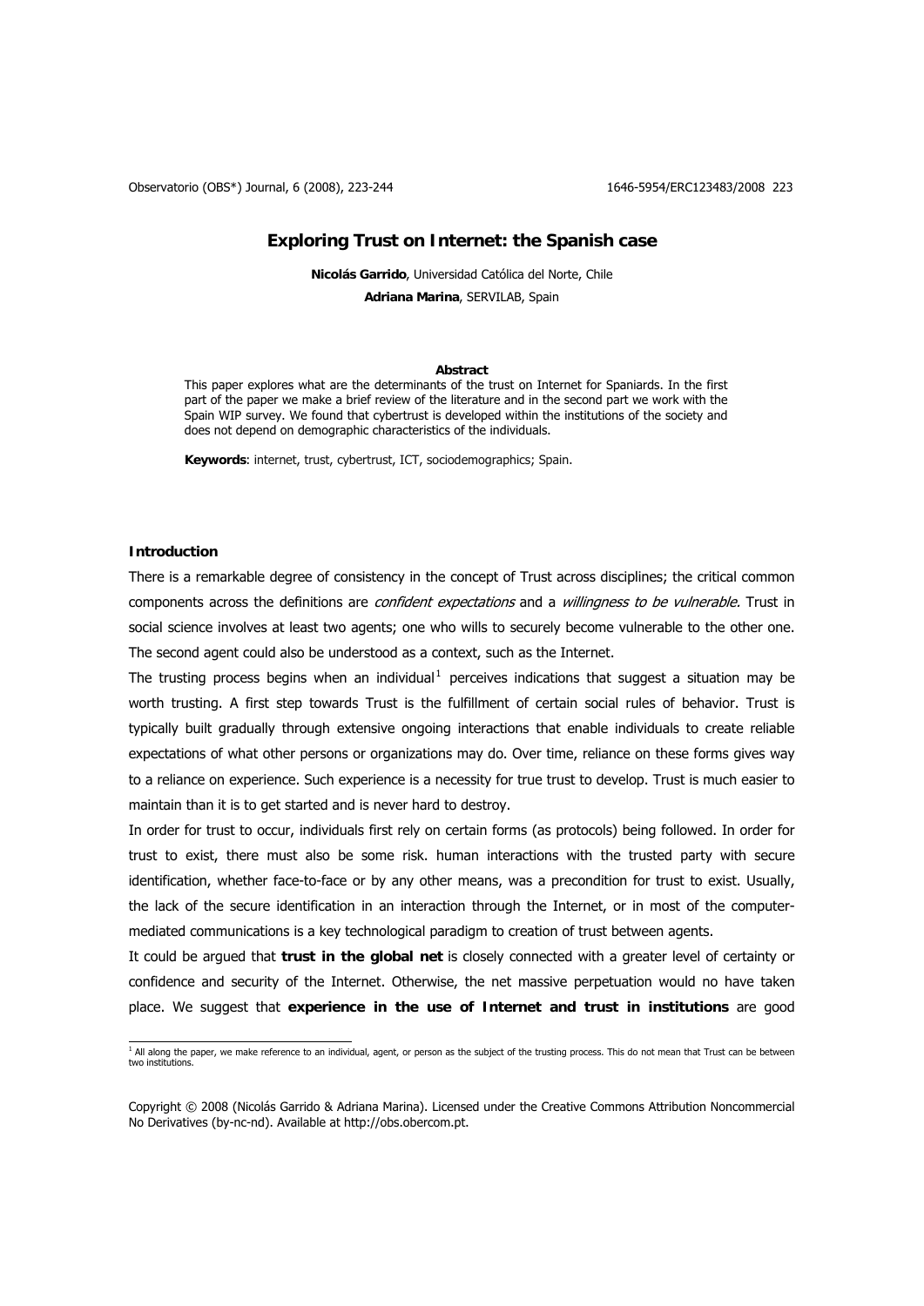# Exploring Trust on Internet: the Spanish case

**Nicolás Garrido**, Universidad Católica del Norte, Chile

**Adriana Marina**, SERVILAB, Spain

### Abstract

This paper explores what are the determinants of the trust on Internet for Spaniards. In the first part of the paper we make a brief review of the literature and in the second part we work with the Spain WIP survey. We found that cybertrust is developed within the institutions of the society and does not depend on demographic characteristics of the individuals.

**Keywords**: internet, trust, cybertrust, ICT, sociodemographics; Spain.

## Introduction

There is a remarkable degree of consistency in the concept of Trust across disciplines; the critical common components across the definitions are *confident expectations* and a *willingness to be vulnerable*. Trust in social science involves at least two agents; one who wills to securely become vulnerable to the other one. The second agent could also be understood as a context, such as the Internet.

The trusting process begins when an individual[1] perceives indications that suggest a situation may be worth trusting. A first step towards Trust is the fulfillment of certain social rules of behavior. Trust is typically built gradually through extensive ongoing interactions that enable individuals to create reliable expectations of what other persons or organizations may do. Over time, reliance on these forms gives way to a reliance on experience. Such experience is a necessity for true trust to develop. Trust is much easier to maintain than it is to get started and is never hard to destroy.

In order for trust to occur, individuals first rely on certain forms (as protocols) being followed. In order for trust to exist, there must also be some risk. human interactions with the trusted party with secure identification, whether face-to-face or by any other means, was a precondition for trust to exist. Usually, the lack of the secure identification in an interaction through the Internet, or in most of the computer-mediated communications is a key technological paradigm to creation of trust between agents.

It could be argued that **trust in the global net** is closely connected with a greater level of certainty or confidence and security of the Internet. Otherwise, the net massive perpetuation would no have taken place. We suggest that **experience in the use of Internet and trust in institutions** are good

[1] All along the paper, we make reference to an individual, agent, or person as the subject of the trusting process. This do not mean that Trust can be between two institutions.

Copyright © 2008 (Nicolás Garrido & Adriana Marina). Licensed under the Creative Commons Attribution Noncommercial No Derivatives (by-nc-nd). Available at http://obs.obercom.pt.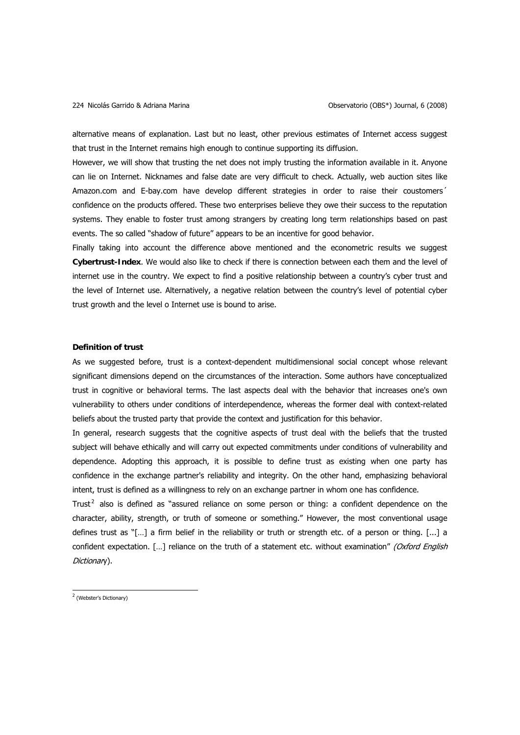alternative means of explanation. Last but no least, other previous estimates of Internet access suggest that trust in the Internet remains high enough to continue supporting its diffusion.

However, we will show that trusting the net does not imply trusting the information available in it. Anyone can lie on Internet. Nicknames and false date are very difficult to check. Actually, web auction sites like Amazon.com and E-bay.com have develop different strategies in order to raise their coustomers´ confidence on the products offered. These two enterprises believe they owe their success to the reputation systems. They enable to foster trust among strangers by creating long term relationships based on past events. The so called "shadow of future" appears to be an incentive for good behavior.

Finally taking into account the difference above mentioned and the econometric results we suggest **Cybertrust-Index**. We would also like to check if there is connection between each them and the level of internet use in the country. We expect to find a positive relationship between a country's cyber trust and the level of Internet use. Alternatively, a negative relation between the country's level of potential cyber trust growth and the level o Internet use is bound to arise.

**Definition of trust**

As we suggested before, trust is a context-dependent multidimensional social concept whose relevant significant dimensions depend on the circumstances of the interaction. Some authors have conceptualized trust in cognitive or behavioral terms. The last aspects deal with the behavior that increases one's own vulnerability to others under conditions of interdependence, whereas the former deal with context-related beliefs about the trusted party that provide the context and justification for this behavior.

In general, research suggests that the cognitive aspects of trust deal with the beliefs that the trusted subject will behave ethically and will carry out expected commitments under conditions of vulnerability and dependence. Adopting this approach, it is possible to define trust as existing when one party has confidence in the exchange partner's reliability and integrity. On the other hand, emphasizing behavioral intent, trust is defined as a willingness to rely on an exchange partner in whom one has confidence.

Trust[2] also is defined as "assured reliance on some person or thing: a confident dependence on the character, ability, strength, or truth of someone or something." However, the most conventional usage defines trust as "[…] a firm belief in the reliability or truth or strength etc. of a person or thing. [...] a confident expectation. […] reliance on the truth of a statement etc. without examination" *(Oxford English Dictionary)*.

---

[2] (Webster's Dictionary)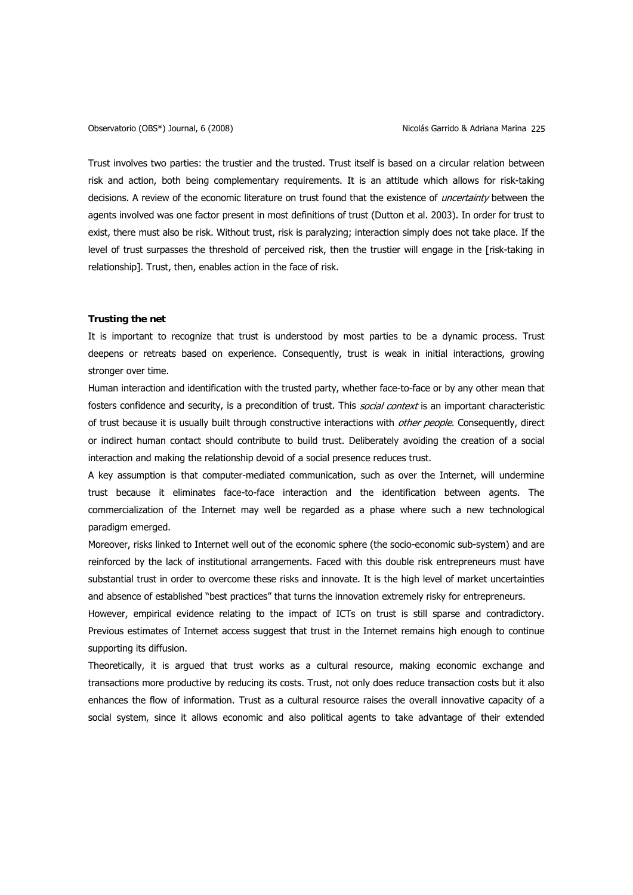Trust involves two parties: the trustier and the trusted. Trust itself is based on a circular relation between risk and action, both being complementary requirements. It is an attitude which allows for risk-taking decisions. A review of the economic literature on trust found that the existence of *uncertainty* between the agents involved was one factor present in most definitions of trust (Dutton et al. 2003). In order for trust to exist, there must also be risk. Without trust, risk is paralyzing; interaction simply does not take place. If the level of trust surpasses the threshold of perceived risk, then the trustier will engage in the [risk-taking in relationship]. Trust, then, enables action in the face of risk.

**Trusting the net**

It is important to recognize that trust is understood by most parties to be a dynamic process. Trust deepens or retreats based on experience. Consequently, trust is weak in initial interactions, growing stronger over time.

Human interaction and identification with the trusted party, whether face-to-face or by any other mean that fosters confidence and security, is a precondition of trust. This *social context* is an important characteristic of trust because it is usually built through constructive interactions with *other people*. Consequently, direct or indirect human contact should contribute to build trust. Deliberately avoiding the creation of a social interaction and making the relationship devoid of a social presence reduces trust.

A key assumption is that computer-mediated communication, such as over the Internet, will undermine trust because it eliminates face-to-face interaction and the identification between agents. The commercialization of the Internet may well be regarded as a phase where such a new technological paradigm emerged.

Moreover, risks linked to Internet well out of the economic sphere (the socio-economic sub-system) and are reinforced by the lack of institutional arrangements. Faced with this double risk entrepreneurs must have substantial trust in order to overcome these risks and innovate. It is the high level of market uncertainties and absence of established "best practices" that turns the innovation extremely risky for entrepreneurs.

However, empirical evidence relating to the impact of ICTs on trust is still sparse and contradictory. Previous estimates of Internet access suggest that trust in the Internet remains high enough to continue supporting its diffusion.

Theoretically, it is argued that trust works as a cultural resource, making economic exchange and transactions more productive by reducing its costs. Trust, not only does reduce transaction costs but it also enhances the flow of information. Trust as a cultural resource raises the overall innovative capacity of a social system, since it allows economic and also political agents to take advantage of their extended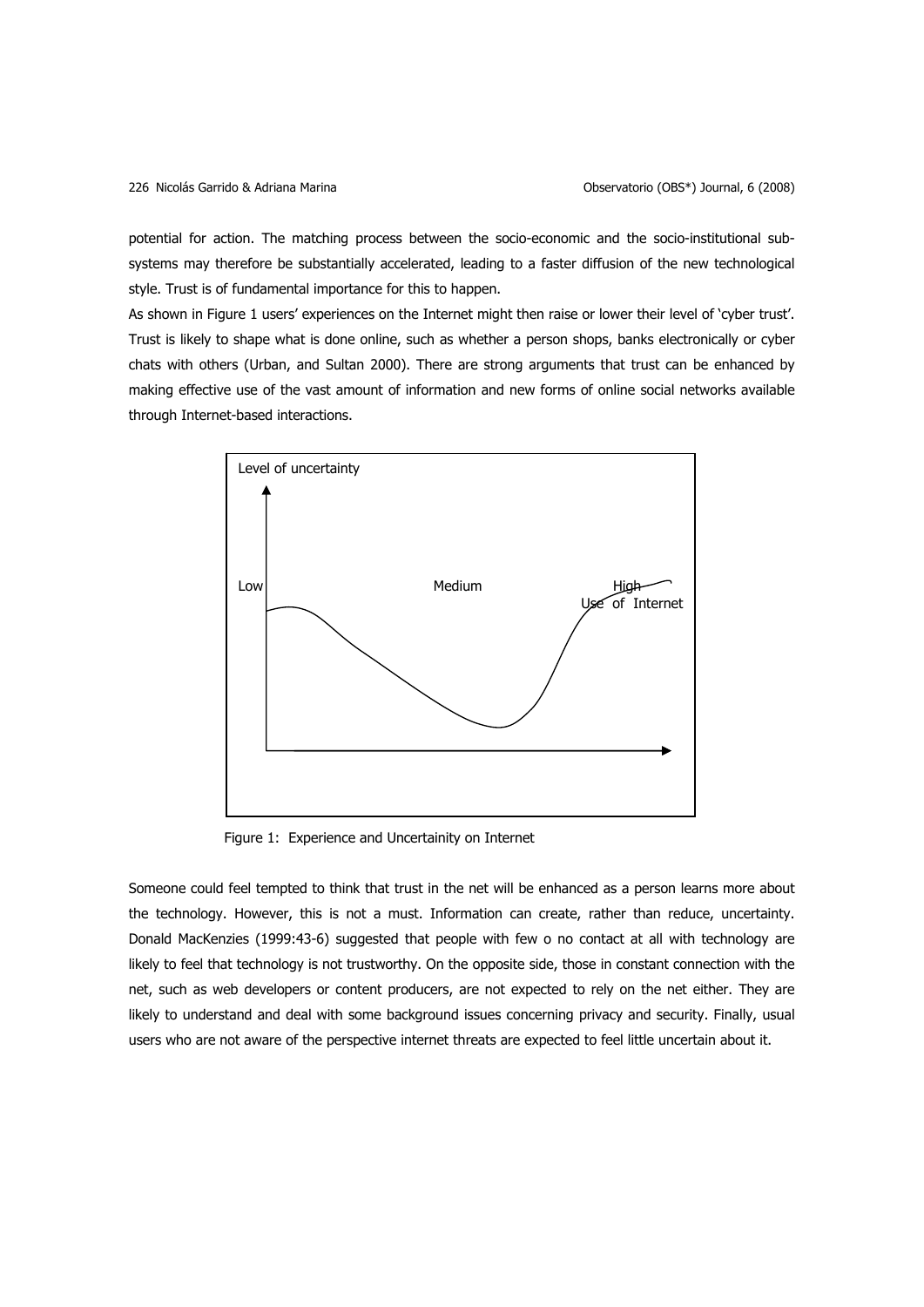potential for action. The matching process between the socio-economic and the socio-institutional sub-systems may therefore be substantially accelerated, leading to a faster diffusion of the new technological style. Trust is of fundamental importance for this to happen.

As shown in Figure 1 users' experiences on the Internet might then raise or lower their level of 'cyber trust'. Trust is likely to shape what is done online, such as whether a person shops, banks electronically or cyber chats with others (Urban, and Sultan 2000). There are strong arguments that trust can be enhanced by making effective use of the vast amount of information and new forms of online social networks available through Internet-based interactions.

Figure 1: Experience and Uncertainity on Internet

Someone could feel tempted to think that trust in the net will be enhanced as a person learns more about the technology. However, this is not a must. Information can create, rather than reduce, uncertainty. Donald MacKenzies (1999:43-6) suggested that people with few o no contact at all with technology are likely to feel that technology is not trustworthy. On the opposite side, those in constant connection with the net, such as web developers or content producers, are not expected to rely on the net either. They are likely to understand and deal with some background issues concerning privacy and security. Finally, usual users who are not aware of the perspective internet threats are expected to feel little uncertain about it.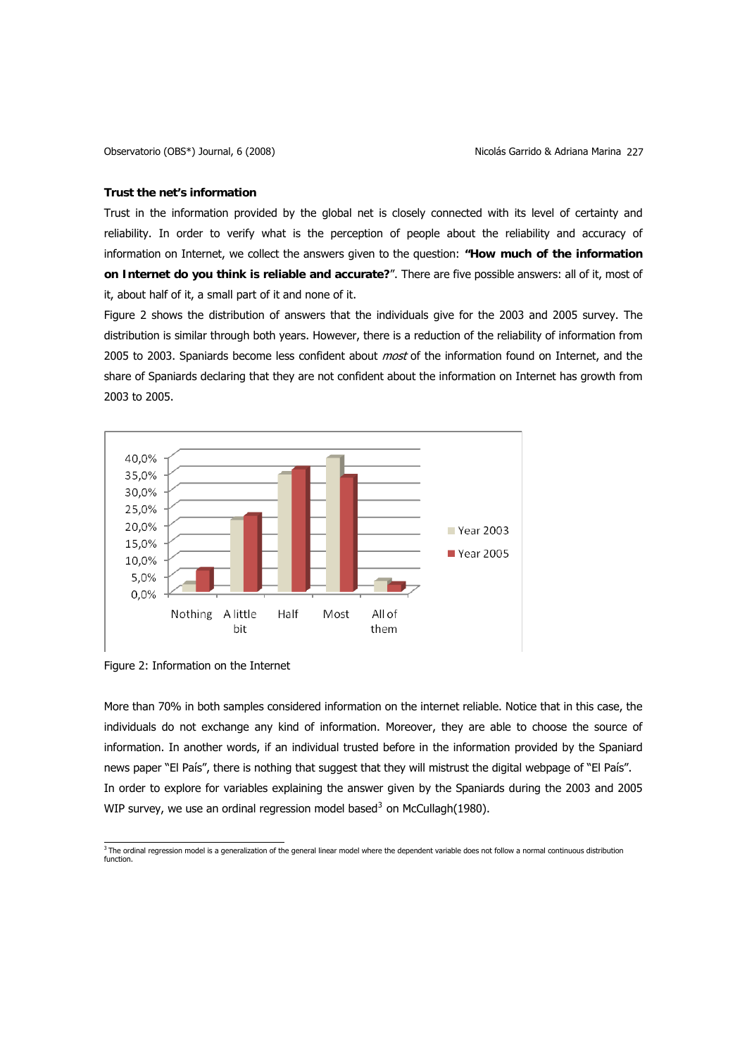**Trust the net's information**

Trust in the information provided by the global net is closely connected with its level of certainty and reliability. In order to verify what is the perception of people about the reliability and accuracy of information on Internet, we collect the answers given to the question: **"How much of the information on Internet do you think is reliable and accurate?**". There are five possible answers: all of it, most of it, about half of it, a small part of it and none of it.

Figure 2 shows the distribution of answers that the individuals give for the 2003 and 2005 survey. The distribution is similar through both years. However, there is a reduction of the reliability of information from 2005 to 2003. Spaniards become less confident about *most* of the information found on Internet, and the share of Spaniards declaring that they are not confident about the information on Internet has growth from 2003 to 2005.

Figure 2: Information on the Internet

More than 70% in both samples considered information on the internet reliable. Notice that in this case, the individuals do not exchange any kind of information. Moreover, they are able to choose the source of information. In another words, if an individual trusted before in the information provided by the Spaniard news paper "El País", there is nothing that suggest that they will mistrust the digital webpage of "El País".

In order to explore for variables explaining the answer given by the Spaniards during the 2003 and 2005 WIP survey, we use an ordinal regression model based[3] on McCullagh(1980).

[3] The ordinal regression model is a generalization of the general linear model where the dependent variable does not follow a normal continuous distribution function.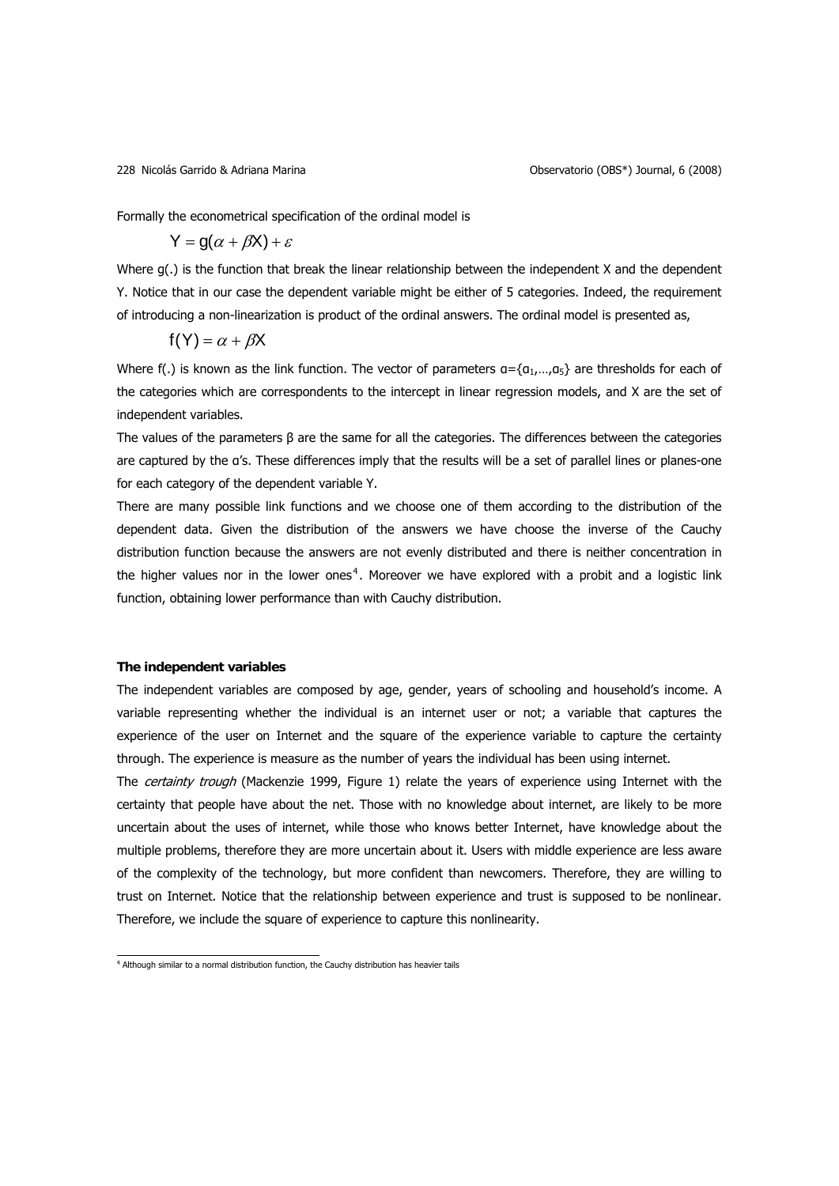Formally the econometrical specification of the ordinal model is

$$Y = g(\alpha + \beta X) + \varepsilon$$

Where g(.) is the function that break the linear relationship between the independent X and the dependent Y. Notice that in our case the dependent variable might be either of 5 categories. Indeed, the requirement of introducing a non-linearization is product of the ordinal answers. The ordinal model is presented as,

$$f(Y) = \alpha + \beta X$$

Where f(.) is known as the link function. The vector of parameters $\alpha=\{\alpha_1,\ldots,\alpha_5\}$ are thresholds for each of the categories which are correspondents to the intercept in linear regression models, and X are the set of independent variables.

The values of the parameters β are the same for all the categories. The differences between the categories are captured by the α's. These differences imply that the results will be a set of parallel lines or planes-one for each category of the dependent variable Y.

There are many possible link functions and we choose one of them according to the distribution of the dependent data. Given the distribution of the answers we have choose the inverse of the Cauchy distribution function because the answers are not evenly distributed and there is neither concentration in the higher values nor in the lower ones[4]. Moreover we have explored with a probit and a logistic link function, obtaining lower performance than with Cauchy distribution.

**The independent variables**

The independent variables are composed by age, gender, years of schooling and household's income. A variable representing whether the individual is an internet user or not; a variable that captures the experience of the user on Internet and the square of the experience variable to capture the certainty through. The experience is measure as the number of years the individual has been using internet.

The *certainty trough* (Mackenzie 1999, Figure 1) relate the years of experience using Internet with the certainty that people have about the net. Those with no knowledge about internet, are likely to be more uncertain about the uses of internet, while those who knows better Internet, have knowledge about the multiple problems, therefore they are more uncertain about it. Users with middle experience are less aware of the complexity of the technology, but more confident than newcomers. Therefore, they are willing to trust on Internet. Notice that the relationship between experience and trust is supposed to be nonlinear. Therefore, we include the square of experience to capture this nonlinearity.

[4] Although similar to a normal distribution function, the Cauchy distribution has heavier tails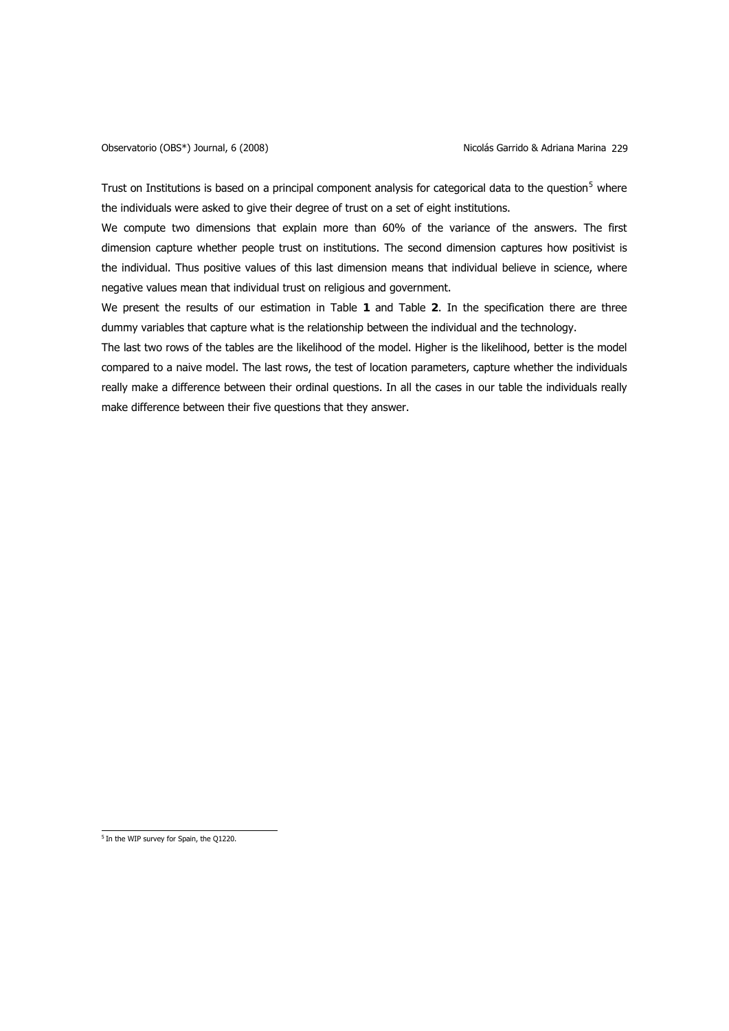Trust on Institutions is based on a principal component analysis for categorical data to the question[5] where the individuals were asked to give their degree of trust on a set of eight institutions.

We compute two dimensions that explain more than 60% of the variance of the answers. The first dimension capture whether people trust on institutions. The second dimension captures how positivist is the individual. Thus positive values of this last dimension means that individual believe in science, where negative values mean that individual trust on religious and government.

We present the results of our estimation in Table **1** and Table **2**. In the specification there are three dummy variables that capture what is the relationship between the individual and the technology.

The last two rows of the tables are the likelihood of the model. Higher is the likelihood, better is the model compared to a naive model. The last rows, the test of location parameters, capture whether the individuals really make a difference between their ordinal questions. In all the cases in our table the individuals really make difference between their five questions that they answer.

[5] In the WIP survey for Spain, the Q1220.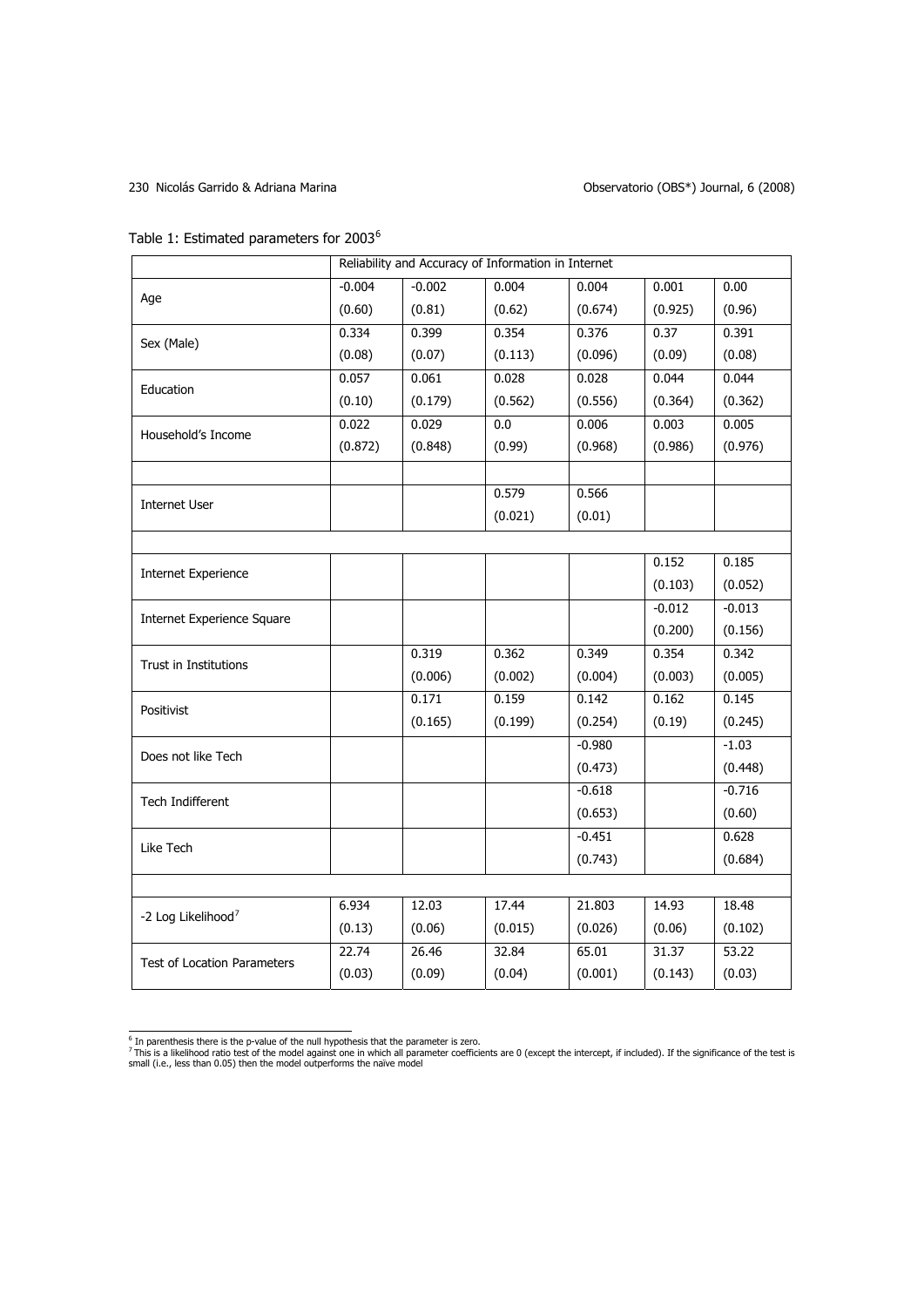Table 1: Estimated parameters for 2003[6]

| | Reliability and Accuracy of Information in Internet | | | | | |
|---|---|---|---|---|---|---|
| Age | -0.004<br>(0.60) | -0.002<br>(0.81) | 0.004<br>(0.62) | 0.004<br>(0.674) | 0.001<br>(0.925) | 0.00<br>(0.96) |
| Sex (Male) | 0.334<br>(0.08) | 0.399<br>(0.07) | 0.354<br>(0.113) | 0.376<br>(0.096) | 0.37<br>(0.09) | 0.391<br>(0.08) |
| Education | 0.057<br>(0.10) | 0.061<br>(0.179) | 0.028<br>(0.562) | 0.028<br>(0.556) | 0.044<br>(0.364) | 0.044<br>(0.362) |
| Household's Income | 0.022<br>(0.872) | 0.029<br>(0.848) | 0.0<br>(0.99) | 0.006<br>(0.968) | 0.003<br>(0.986) | 0.005<br>(0.976) |
| | | | | | | |
| Internet User | | | 0.579<br>(0.021) | 0.566<br>(0.01) | | |
| | | | | | | |
| Internet Experience | | | | | 0.152<br>(0.103) | 0.185<br>(0.052) |
| Internet Experience Square | | | | | -0.012<br>(0.200) | -0.013<br>(0.156) |
| Trust in Institutions | | 0.319<br>(0.006) | 0.362<br>(0.002) | 0.349<br>(0.004) | 0.354<br>(0.003) | 0.342<br>(0.005) |
| Positivist | | 0.171<br>(0.165) | 0.159<br>(0.199) | 0.142<br>(0.254) | 0.162<br>(0.19) | 0.145<br>(0.245) |
| Does not like Tech | | | | -0.980<br>(0.473) | | -1.03<br>(0.448) |
| Tech Indifferent | | | | -0.618<br>(0.653) | | -0.716<br>(0.60) |
| Like Tech | | | | -0.451<br>(0.743) | | 0.628<br>(0.684) |
| | | | | | | |
| -2 Log Likelihood[7] | 6.934<br>(0.13) | 12.03<br>(0.06) | 17.44<br>(0.015) | 21.803<br>(0.026) | 14.93<br>(0.06) | 18.48<br>(0.102) |
| Test of Location Parameters | 22.74<br>(0.03) | 26.46<br>(0.09) | 32.84<br>(0.04) | 65.01<br>(0.001) | 31.37<br>(0.143) | 53.22<br>(0.03) |

[6] In parenthesis there is the p-value of the null hypothesis that the parameter is zero.

[7] This is a likelihood ratio test of the model against one in which all parameter coefficients are 0 (except the intercept, if included). If the significance of the test is small (i.e., less than 0.05) then the model outperforms the naïve model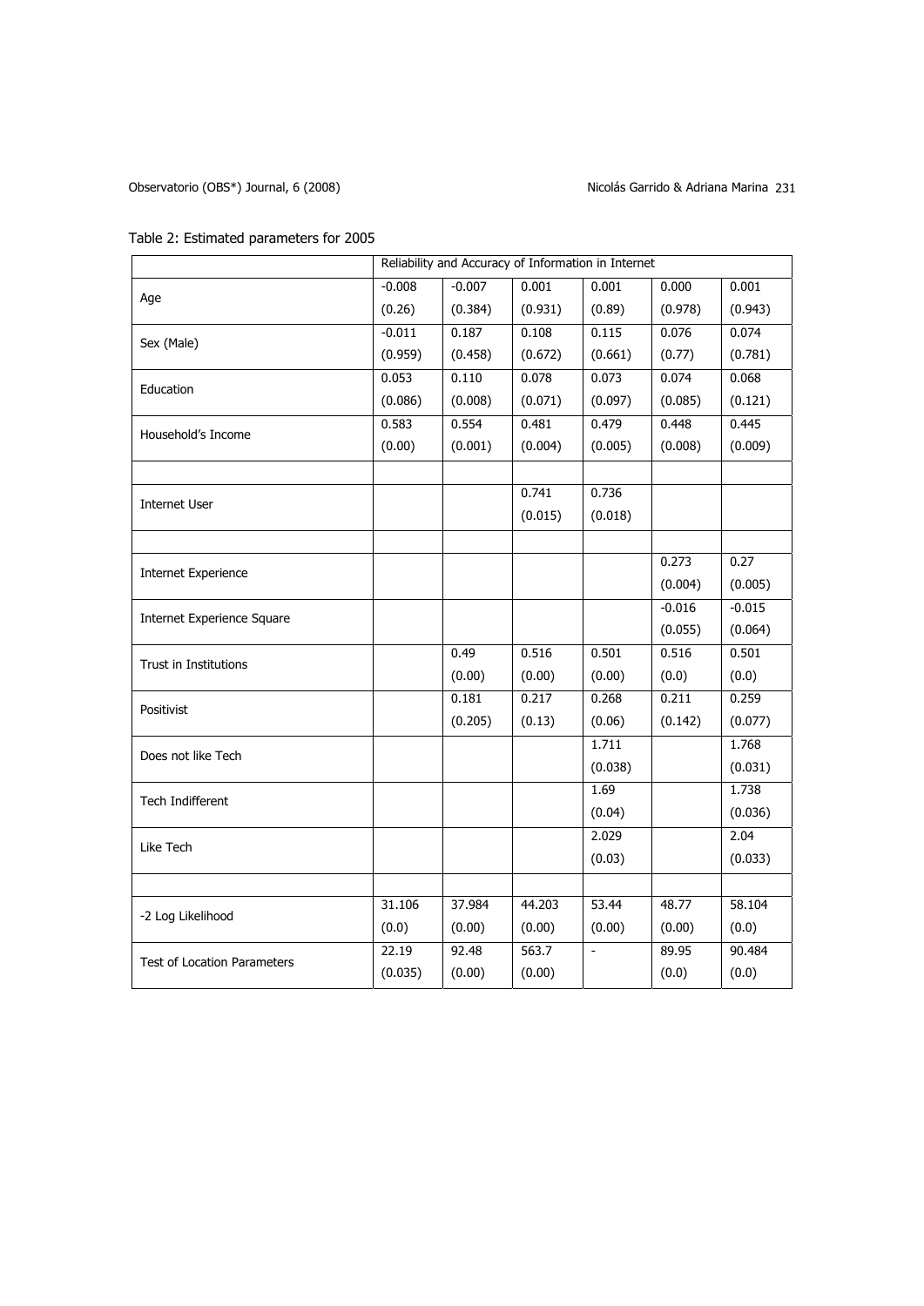Table 2: Estimated parameters for 2005

| | Reliability and Accuracy of Information in Internet | | | | | |
|---|---|---|---|---|---|---|
| Age | -0.008<br>(0.26) | -0.007<br>(0.384) | 0.001<br>(0.931) | 0.001<br>(0.89) | 0.000<br>(0.978) | 0.001<br>(0.943) |
| Sex (Male) | -0.011<br>(0.959) | 0.187<br>(0.458) | 0.108<br>(0.672) | 0.115<br>(0.661) | 0.076<br>(0.77) | 0.074<br>(0.781) |
| Education | 0.053<br>(0.086) | 0.110<br>(0.008) | 0.078<br>(0.071) | 0.073<br>(0.097) | 0.074<br>(0.085) | 0.068<br>(0.121) |
| Household's Income | 0.583<br>(0.00) | 0.554<br>(0.001) | 0.481<br>(0.004) | 0.479<br>(0.005) | 0.448<br>(0.008) | 0.445<br>(0.009) |
| | | | | | | |
| Internet User | | | 0.741<br>(0.015) | 0.736<br>(0.018) | | |
| | | | | | | |
| Internet Experience | | | | | 0.273<br>(0.004) | 0.27<br>(0.005) |
| Internet Experience Square | | | | | -0.016<br>(0.055) | -0.015<br>(0.064) |
| Trust in Institutions | | 0.49<br>(0.00) | 0.516<br>(0.00) | 0.501<br>(0.00) | 0.516<br>(0.0) | 0.501<br>(0.0) |
| Positivist | | 0.181<br>(0.205) | 0.217<br>(0.13) | 0.268<br>(0.06) | 0.211<br>(0.142) | 0.259<br>(0.077) |
| Does not like Tech | | | | 1.711<br>(0.038) | | 1.768<br>(0.031) |
| Tech Indifferent | | | | 1.69<br>(0.04) | | 1.738<br>(0.036) |
| Like Tech | | | | 2.029<br>(0.03) | | 2.04<br>(0.033) |
| | | | | | | |
| -2 Log Likelihood | 31.106<br>(0.0) | 37.984<br>(0.00) | 44.203<br>(0.00) | 53.44<br>(0.00) | 48.77<br>(0.00) | 58.104<br>(0.0) |
| Test of Location Parameters | 22.19<br>(0.035) | 92.48<br>(0.00) | 563.7<br>(0.00) | - | 89.95<br>(0.0) | 90.484<br>(0.0) |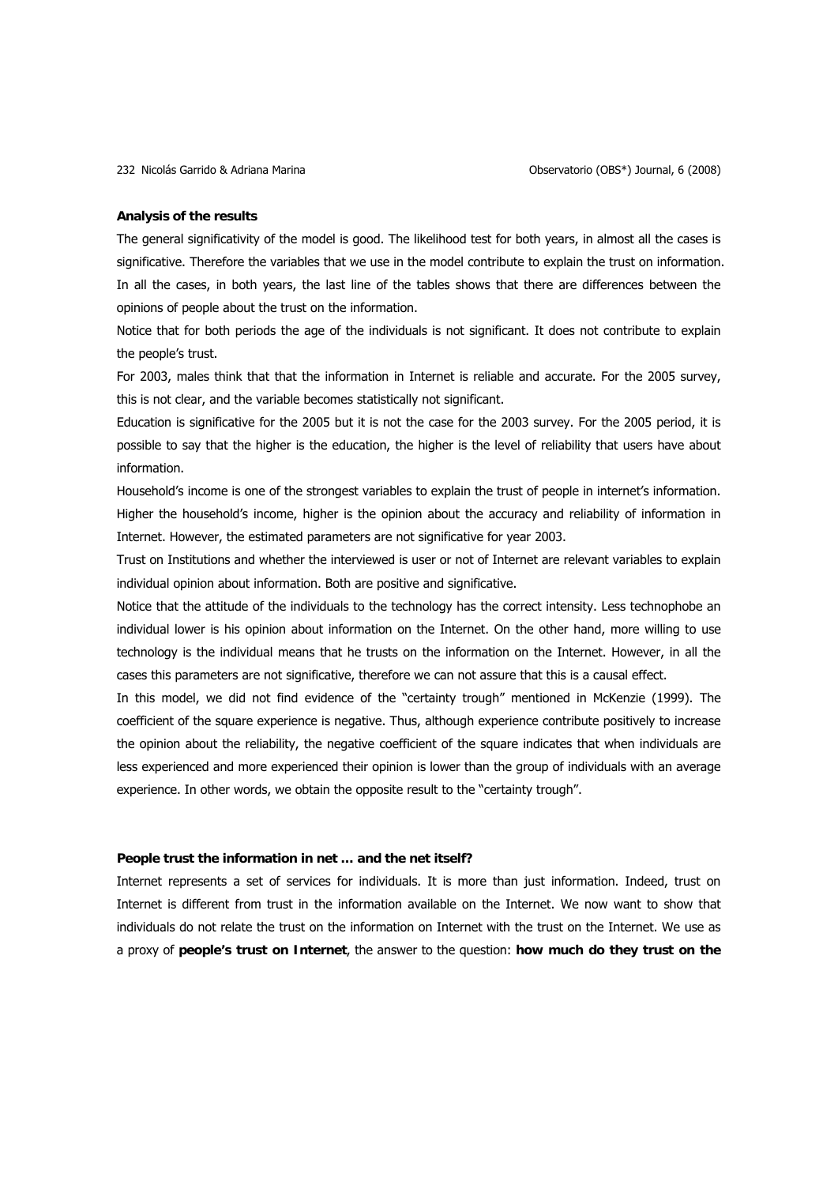**Analysis of the results**

The general significativity of the model is good. The likelihood test for both years, in almost all the cases is significative. Therefore the variables that we use in the model contribute to explain the trust on information. In all the cases, in both years, the last line of the tables shows that there are differences between the opinions of people about the trust on the information.

Notice that for both periods the age of the individuals is not significant. It does not contribute to explain the people's trust.

For 2003, males think that that the information in Internet is reliable and accurate. For the 2005 survey, this is not clear, and the variable becomes statistically not significant.

Education is significative for the 2005 but it is not the case for the 2003 survey. For the 2005 period, it is possible to say that the higher is the education, the higher is the level of reliability that users have about information.

Household's income is one of the strongest variables to explain the trust of people in internet's information. Higher the household's income, higher is the opinion about the accuracy and reliability of information in Internet. However, the estimated parameters are not significative for year 2003.

Trust on Institutions and whether the interviewed is user or not of Internet are relevant variables to explain individual opinion about information. Both are positive and significative.

Notice that the attitude of the individuals to the technology has the correct intensity. Less technophobe an individual lower is his opinion about information on the Internet. On the other hand, more willing to use technology is the individual means that he trusts on the information on the Internet. However, in all the cases this parameters are not significative, therefore we can not assure that this is a causal effect.

In this model, we did not find evidence of the "certainty trough" mentioned in McKenzie (1999). The coefficient of the square experience is negative. Thus, although experience contribute positively to increase the opinion about the reliability, the negative coefficient of the square indicates that when individuals are less experienced and more experienced their opinion is lower than the group of individuals with an average experience. In other words, we obtain the opposite result to the "certainty trough".

**People trust the information in net … and the net itself?**

Internet represents a set of services for individuals. It is more than just information. Indeed, trust on Internet is different from trust in the information available on the Internet. We now want to show that individuals do not relate the trust on the information on Internet with the trust on the Internet. We use as a proxy of **people's trust on Internet**, the answer to the question: **how much do they trust on the**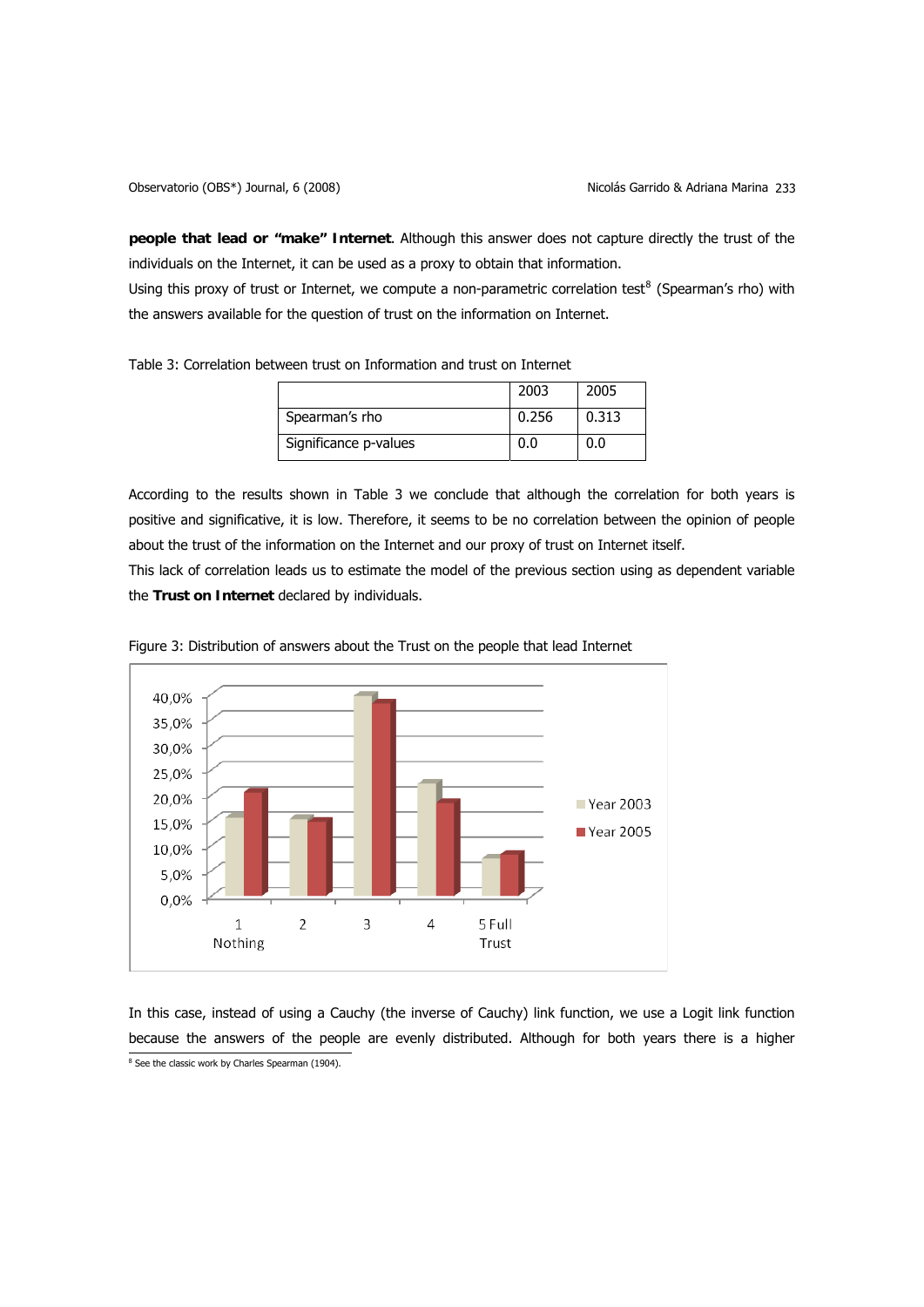**people that lead or "make" Internet**. Although this answer does not capture directly the trust of the individuals on the Internet, it can be used as a proxy to obtain that information.

Using this proxy of trust or Internet, we compute a non-parametric correlation test[8] (Spearman's rho) with the answers available for the question of trust on the information on Internet.

Table 3: Correlation between trust on Information and trust on Internet

| | 2003 | 2005 |
|---|---|---|
| Spearman's rho | 0.256 | 0.313 |
| Significance p-values | 0.0 | 0.0 |

According to the results shown in Table 3 we conclude that although the correlation for both years is positive and significative, it is low. Therefore, it seems to be no correlation between the opinion of people about the trust of the information on the Internet and our proxy of trust on Internet itself.

This lack of correlation leads us to estimate the model of the previous section using as dependent variable the **Trust on Internet** declared by individuals.

Figure 3: Distribution of answers about the Trust on the people that lead Internet

In this case, instead of using a Cauchy (the inverse of Cauchy) link function, we use a Logit link function because the answers of the people are evenly distributed. Although for both years there is a higher

[8] See the classic work by Charles Spearman (1904).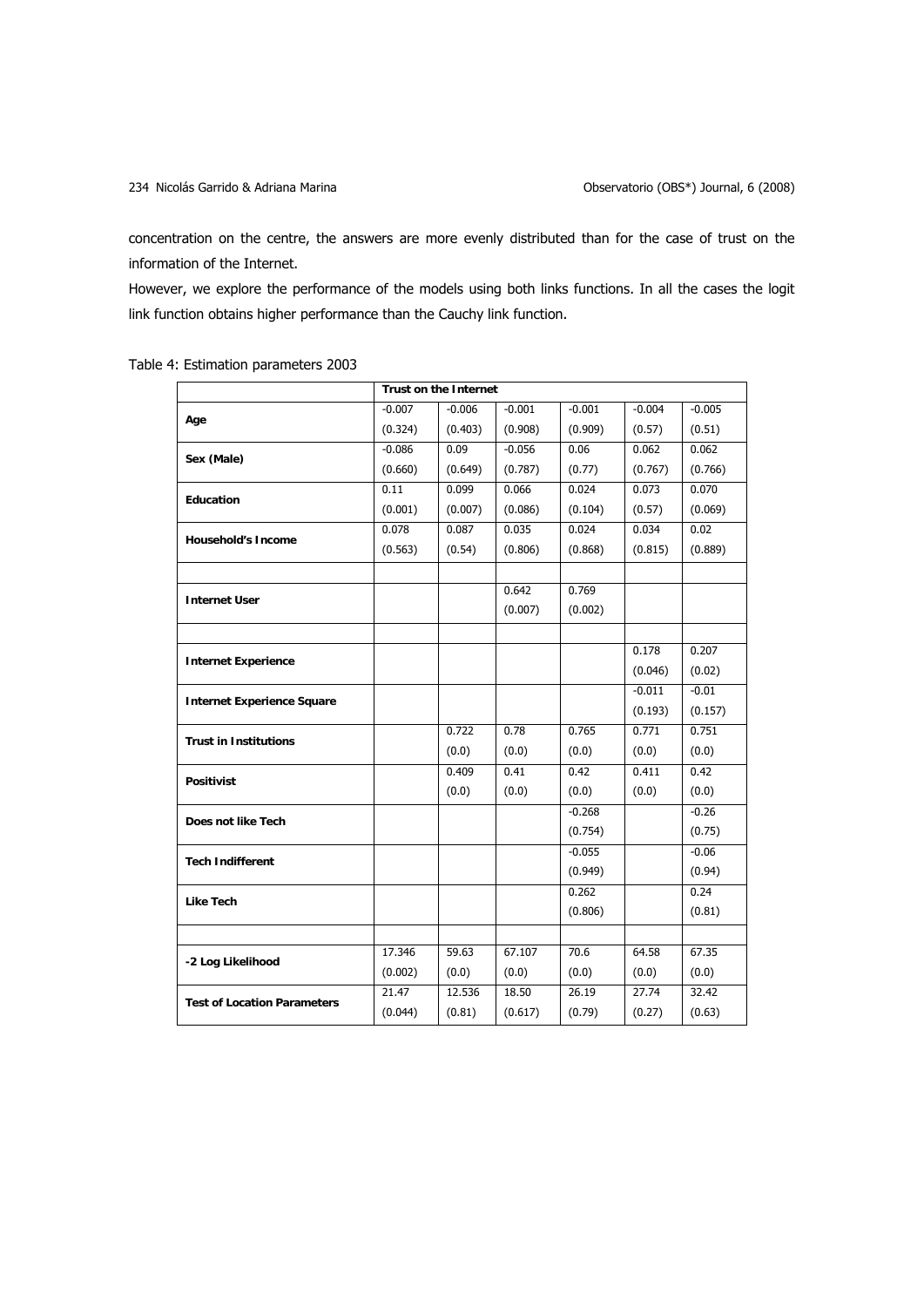concentration on the centre, the answers are more evenly distributed than for the case of trust on the information of the Internet.

However, we explore the performance of the models using both links functions. In all the cases the logit link function obtains higher performance than the Cauchy link function.

Table 4: Estimation parameters 2003

| | **Trust on the Internet** | | | | | |
|---|---|---|---|---|---|---|
| **Age** | -0.007<br>(0.324) | -0.006<br>(0.403) | -0.001<br>(0.908) | -0.001<br>(0.909) | -0.004<br>(0.57) | -0.005<br>(0.51) |
| **Sex (Male)** | -0.086<br>(0.660) | 0.09<br>(0.649) | -0.056<br>(0.787) | 0.06<br>(0.77) | 0.062<br>(0.767) | 0.062<br>(0.766) |
| **Education** | 0.11<br>(0.001) | 0.099<br>(0.007) | 0.066<br>(0.086) | 0.024<br>(0.104) | 0.073<br>(0.57) | 0.070<br>(0.069) |
| **Household's Income** | 0.078<br>(0.563) | 0.087<br>(0.54) | 0.035<br>(0.806) | 0.024<br>(0.868) | 0.034<br>(0.815) | 0.02<br>(0.889) |
| | | | | | | |
| **Internet User** | | | 0.642<br>(0.007) | 0.769<br>(0.002) | | |
| | | | | | | |
| **Internet Experience** | | | | | 0.178<br>(0.046) | 0.207<br>(0.02) |
| **Internet Experience Square** | | | | | -0.011<br>(0.193) | -0.01<br>(0.157) |
| **Trust in Institutions** | | 0.722<br>(0.0) | 0.78<br>(0.0) | 0.765<br>(0.0) | 0.771<br>(0.0) | 0.751<br>(0.0) |
| **Positivist** | | 0.409<br>(0.0) | 0.41<br>(0.0) | 0.42<br>(0.0) | 0.411<br>(0.0) | 0.42<br>(0.0) |
| **Does not like Tech** | | | | -0.268<br>(0.754) | | -0.26<br>(0.75) |
| **Tech Indifferent** | | | | -0.055<br>(0.949) | | -0.06<br>(0.94) |
| **Like Tech** | | | | 0.262<br>(0.806) | | 0.24<br>(0.81) |
| | | | | | | |
| **-2 Log Likelihood** | 17.346<br>(0.002) | 59.63<br>(0.0) | 67.107<br>(0.0) | 70.6<br>(0.0) | 64.58<br>(0.0) | 67.35<br>(0.0) |
| **Test of Location Parameters** | 21.47<br>(0.044) | 12.536<br>(0.81) | 18.50<br>(0.617) | 26.19<br>(0.79) | 27.74<br>(0.27) | 32.42<br>(0.63) |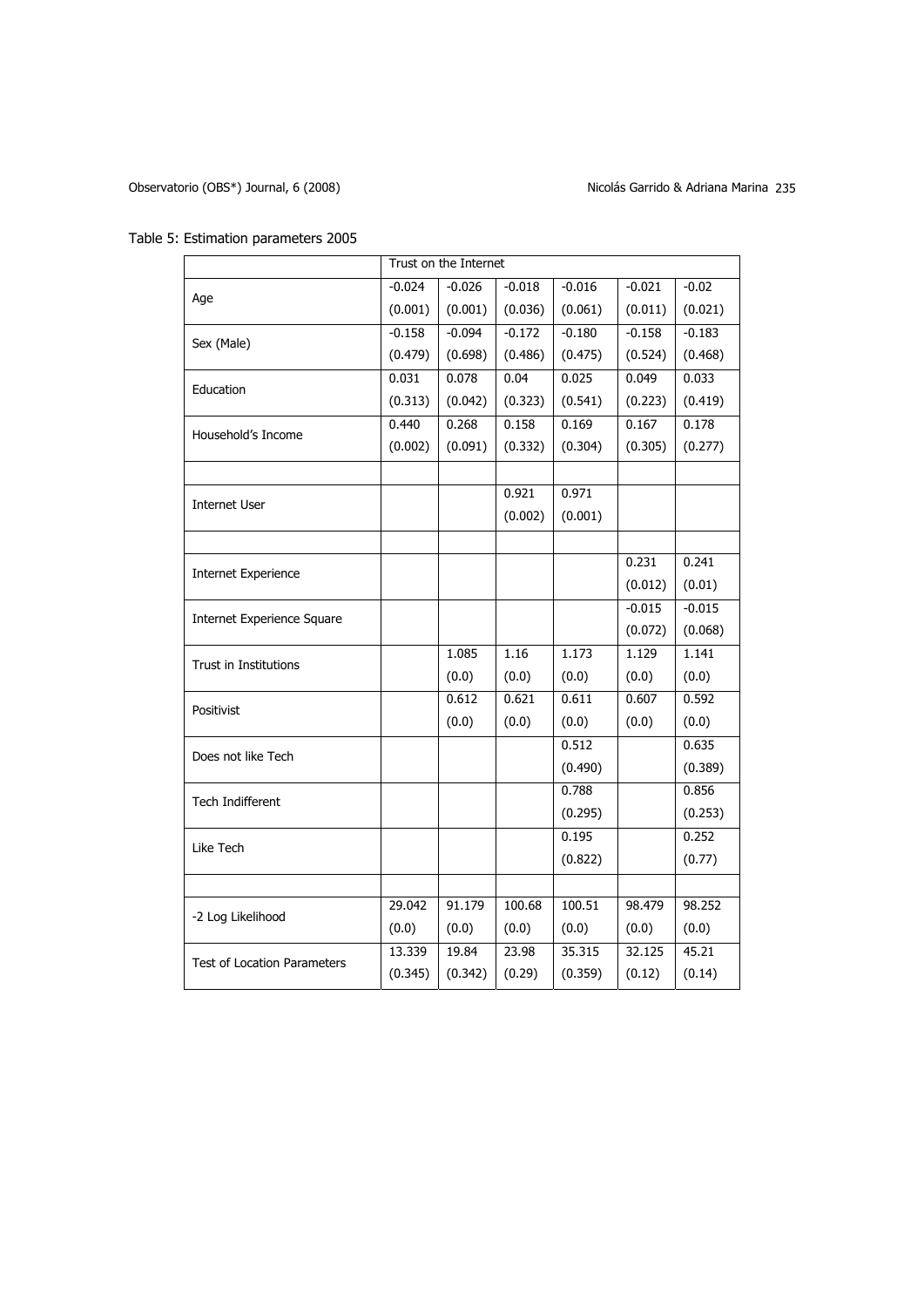Table 5: Estimation parameters 2005

| | Trust on the Internet | | | | | |
|---|---|---|---|---|---|---|
| Age | -0.024<br>(0.001) | -0.026<br>(0.001) | -0.018<br>(0.036) | -0.016<br>(0.061) | -0.021<br>(0.011) | -0.02<br>(0.021) |
| Sex (Male) | -0.158<br>(0.479) | -0.094<br>(0.698) | -0.172<br>(0.486) | -0.180<br>(0.475) | -0.158<br>(0.524) | -0.183<br>(0.468) |
| Education | 0.031<br>(0.313) | 0.078<br>(0.042) | 0.04<br>(0.323) | 0.025<br>(0.541) | 0.049<br>(0.223) | 0.033<br>(0.419) |
| Household's Income | 0.440<br>(0.002) | 0.268<br>(0.091) | 0.158<br>(0.332) | 0.169<br>(0.304) | 0.167<br>(0.305) | 0.178<br>(0.277) |
| | | | | | | |
| Internet User | | | 0.921<br>(0.002) | 0.971<br>(0.001) | | |
| | | | | | | |
| Internet Experience | | | | | 0.231<br>(0.012) | 0.241<br>(0.01) |
| Internet Experience Square | | | | | -0.015<br>(0.072) | -0.015<br>(0.068) |
| Trust in Institutions | | 1.085<br>(0.0) | 1.16<br>(0.0) | 1.173<br>(0.0) | 1.129<br>(0.0) | 1.141<br>(0.0) |
| Positivist | | 0.612<br>(0.0) | 0.621<br>(0.0) | 0.611<br>(0.0) | 0.607<br>(0.0) | 0.592<br>(0.0) |
| Does not like Tech | | | | 0.512<br>(0.490) | | 0.635<br>(0.389) |
| Tech Indifferent | | | | 0.788<br>(0.295) | | 0.856<br>(0.253) |
| Like Tech | | | | 0.195<br>(0.822) | | 0.252<br>(0.77) |
| | | | | | | |
| -2 Log Likelihood | 29.042<br>(0.0) | 91.179<br>(0.0) | 100.68<br>(0.0) | 100.51<br>(0.0) | 98.479<br>(0.0) | 98.252<br>(0.0) |
| Test of Location Parameters | 13.339<br>(0.345) | 19.84<br>(0.342) | 23.98<br>(0.29) | 35.315<br>(0.359) | 32.125<br>(0.12) | 45.21<br>(0.14) |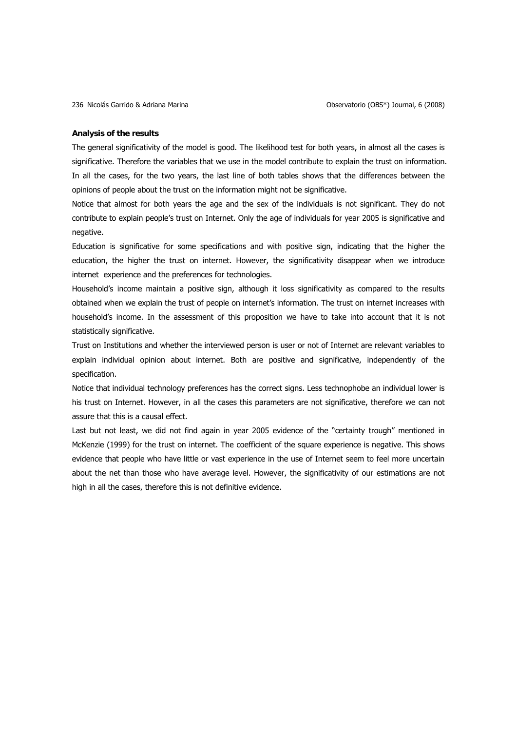**Analysis of the results**

The general significativity of the model is good. The likelihood test for both years, in almost all the cases is significative. Therefore the variables that we use in the model contribute to explain the trust on information. In all the cases, for the two years, the last line of both tables shows that the differences between the opinions of people about the trust on the information might not be significative.

Notice that almost for both years the age and the sex of the individuals is not significant. They do not contribute to explain people's trust on Internet. Only the age of individuals for year 2005 is significative and negative.

Education is significative for some specifications and with positive sign, indicating that the higher the education, the higher the trust on internet. However, the significativity disappear when we introduce internet experience and the preferences for technologies.

Household's income maintain a positive sign, although it loss significativity as compared to the results obtained when we explain the trust of people on internet's information. The trust on internet increases with household's income. In the assessment of this proposition we have to take into account that it is not statistically significative.

Trust on Institutions and whether the interviewed person is user or not of Internet are relevant variables to explain individual opinion about internet. Both are positive and significative, independently of the specification.

Notice that individual technology preferences has the correct signs. Less technophobe an individual lower is his trust on Internet. However, in all the cases this parameters are not significative, therefore we can not assure that this is a causal effect.

Last but not least, we did not find again in year 2005 evidence of the "certainty trough" mentioned in McKenzie (1999) for the trust on internet. The coefficient of the square experience is negative. This shows evidence that people who have little or vast experience in the use of Internet seem to feel more uncertain about the net than those who have average level. However, the significativity of our estimations are not high in all the cases, therefore this is not definitive evidence.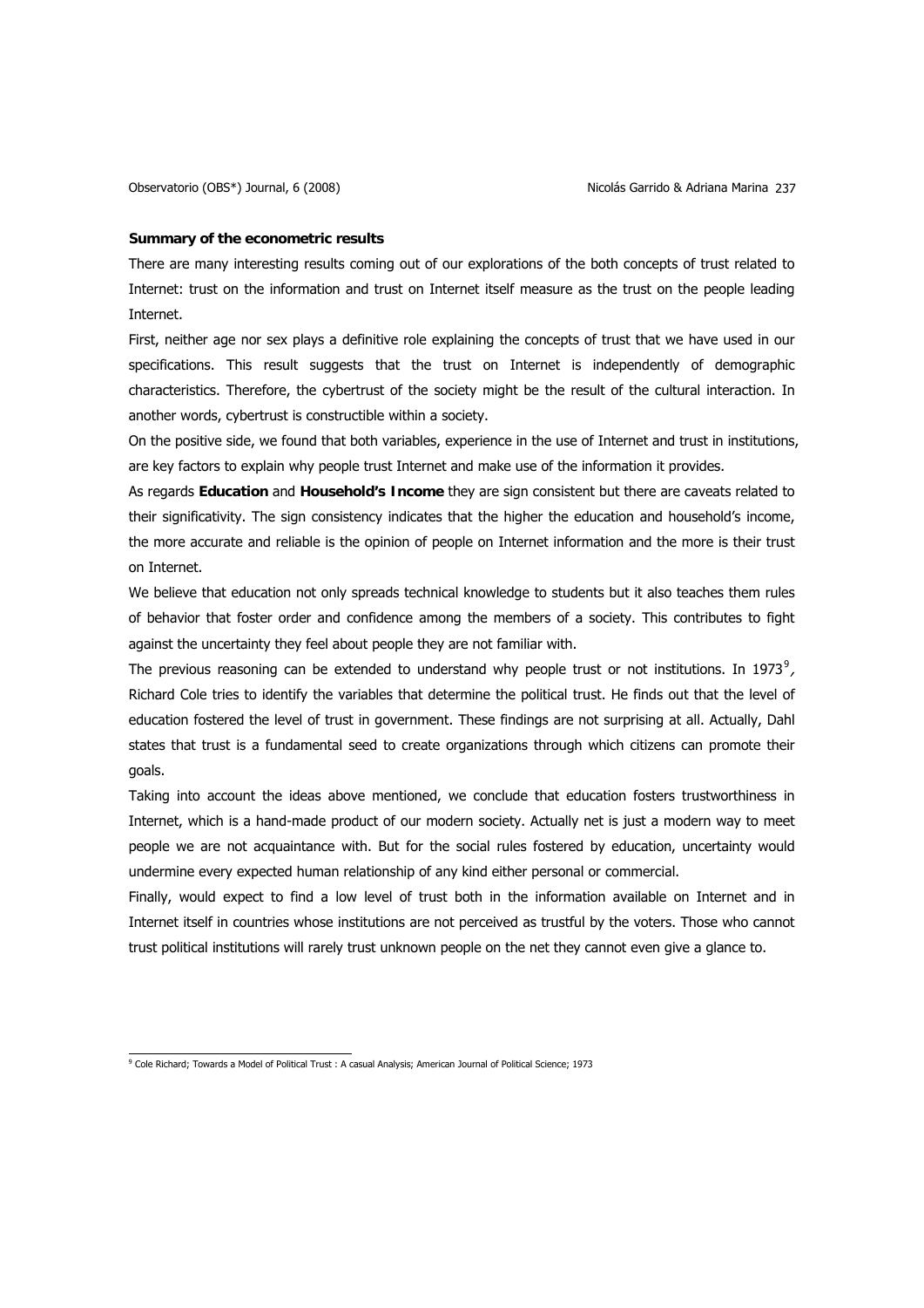**Summary of the econometric results**

There are many interesting results coming out of our explorations of the both concepts of trust related to Internet: trust on the information and trust on Internet itself measure as the trust on the people leading Internet.

First, neither age nor sex plays a definitive role explaining the concepts of trust that we have used in our specifications. This result suggests that the trust on Internet is independently of demographic characteristics. Therefore, the cybertrust of the society might be the result of the cultural interaction. In another words, cybertrust is constructible within a society.

On the positive side, we found that both variables, experience in the use of Internet and trust in institutions, are key factors to explain why people trust Internet and make use of the information it provides.

As regards **Education** and **Household's Income** they are sign consistent but there are caveats related to their significativity. The sign consistency indicates that the higher the education and household's income, the more accurate and reliable is the opinion of people on Internet information and the more is their trust on Internet.

We believe that education not only spreads technical knowledge to students but it also teaches them rules of behavior that foster order and confidence among the members of a society. This contributes to fight against the uncertainty they feel about people they are not familiar with.

The previous reasoning can be extended to understand why people trust or not institutions. In 1973[9], Richard Cole tries to identify the variables that determine the political trust. He finds out that the level of education fostered the level of trust in government. These findings are not surprising at all. Actually, Dahl states that trust is a fundamental seed to create organizations through which citizens can promote their goals.

Taking into account the ideas above mentioned, we conclude that education fosters trustworthiness in Internet, which is a hand-made product of our modern society. Actually net is just a modern way to meet people we are not acquaintance with. But for the social rules fostered by education, uncertainty would undermine every expected human relationship of any kind either personal or commercial.

Finally, would expect to find a low level of trust both in the information available on Internet and in Internet itself in countries whose institutions are not perceived as trustful by the voters. Those who cannot trust political institutions will rarely trust unknown people on the net they cannot even give a glance to.

[9] Cole Richard; Towards a Model of Political Trust : A casual Analysis; American Journal of Political Science; 1973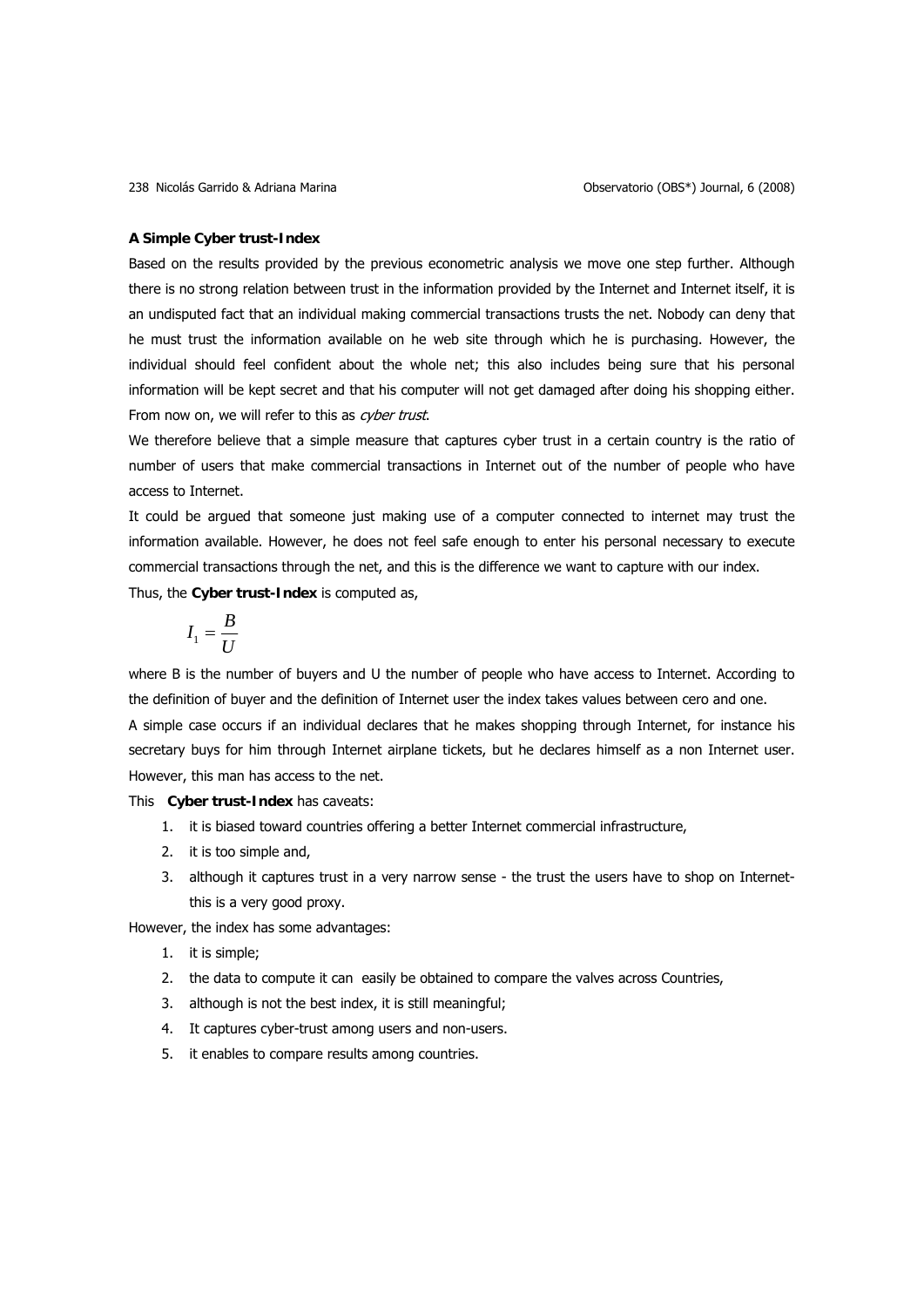**A Simple Cyber trust-Index**

Based on the results provided by the previous econometric analysis we move one step further. Although there is no strong relation between trust in the information provided by the Internet and Internet itself, it is an undisputed fact that an individual making commercial transactions trusts the net. Nobody can deny that he must trust the information available on he web site through which he is purchasing. However, the individual should feel confident about the whole net; this also includes being sure that his personal information will be kept secret and that his computer will not get damaged after doing his shopping either. From now on, we will refer to this as *cyber trust*.

We therefore believe that a simple measure that captures cyber trust in a certain country is the ratio of number of users that make commercial transactions in Internet out of the number of people who have access to Internet.

It could be argued that someone just making use of a computer connected to internet may trust the information available. However, he does not feel safe enough to enter his personal necessary to execute commercial transactions through the net, and this is the difference we want to capture with our index.

Thus, the **Cyber trust-Index** is computed as,

$$I_1 = \frac{B}{U}$$

where B is the number of buyers and U the number of people who have access to Internet. According to the definition of buyer and the definition of Internet user the index takes values between cero and one.

A simple case occurs if an individual declares that he makes shopping through Internet, for instance his secretary buys for him through Internet airplane tickets, but he declares himself as a non Internet user. However, this man has access to the net.

This **Cyber trust-Index** has caveats:

1. it is biased toward countries offering a better Internet commercial infrastructure,
2. it is too simple and,
3. although it captures trust in a very narrow sense - the trust the users have to shop on Internet- this is a very good proxy.

However, the index has some advantages:

1. it is simple;
2. the data to compute it can easily be obtained to compare the valves across Countries,
3. although is not the best index, it is still meaningful;
4. It captures cyber-trust among users and non-users.
5. it enables to compare results among countries.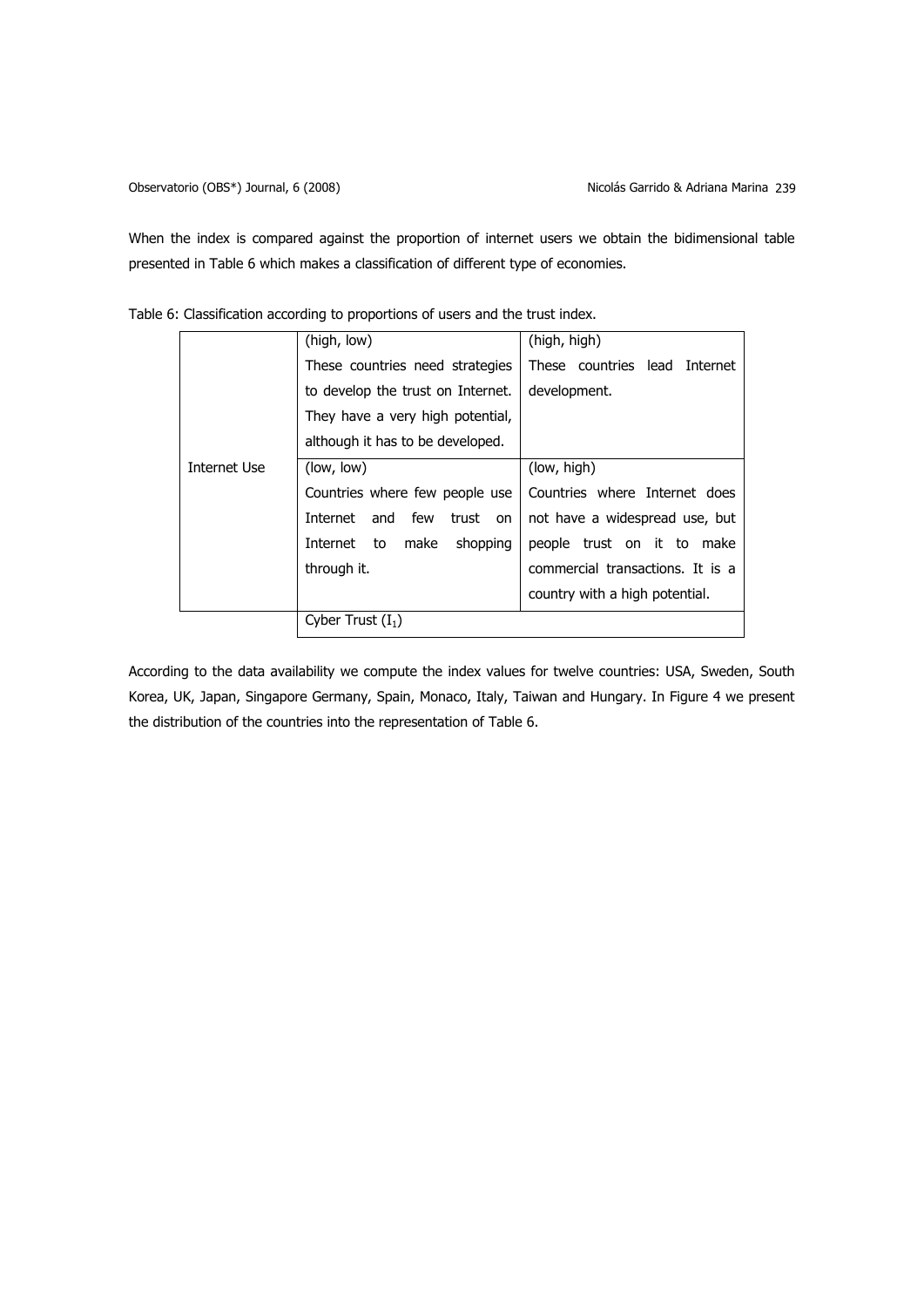When the index is compared against the proportion of internet users we obtain the bidimensional table presented in Table 6 which makes a classification of different type of economies.

Table 6: Classification according to proportions of users and the trust index.

| | | |
|---|---|---|
| Internet Use | (high, low) These countries need strategies to develop the trust on Internet. They have a very high potential, although it has to be developed. | (high, high) These countries lead Internet development. |
| | (low, low) Countries where few people use Internet and few trust on Internet to make shopping through it. | (low, high) Countries where Internet does not have a widespread use, but people trust on it to make commercial transactions. It is a country with a high potential. |
| | Cyber Trust ($I_1$) | |

According to the data availability we compute the index values for twelve countries: USA, Sweden, South Korea, UK, Japan, Singapore Germany, Spain, Monaco, Italy, Taiwan and Hungary. In Figure 4 we present the distribution of the countries into the representation of Table 6.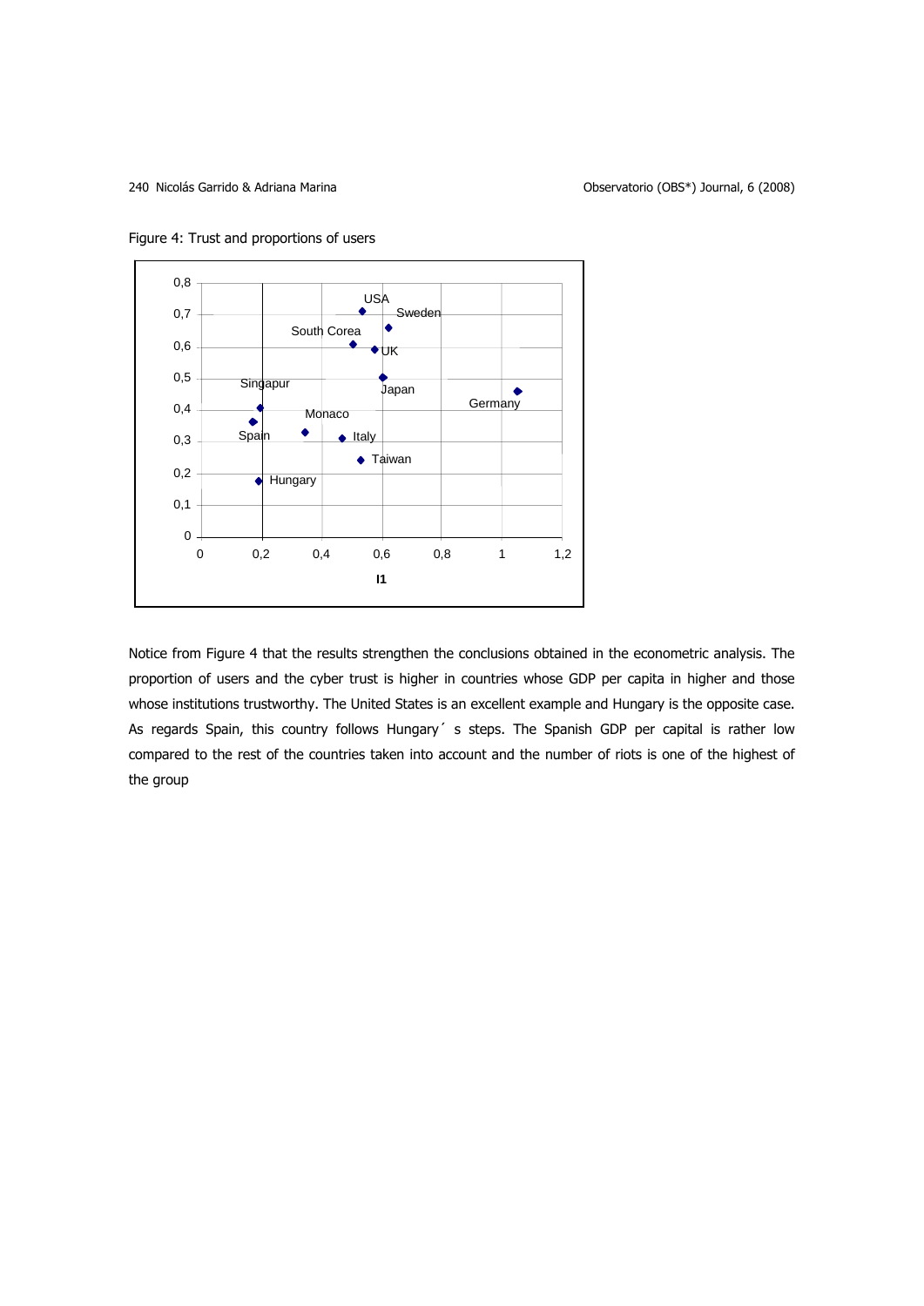Figure 4: Trust and proportions of users

Notice from Figure 4 that the results strengthen the conclusions obtained in the econometric analysis. The proportion of users and the cyber trust is higher in countries whose GDP per capita in higher and those whose institutions trustworthy. The United States is an excellent example and Hungary is the opposite case. As regards Spain, this country follows Hungary´ s steps. The Spanish GDP per capital is rather low compared to the rest of the countries taken into account and the number of riots is one of the highest of the group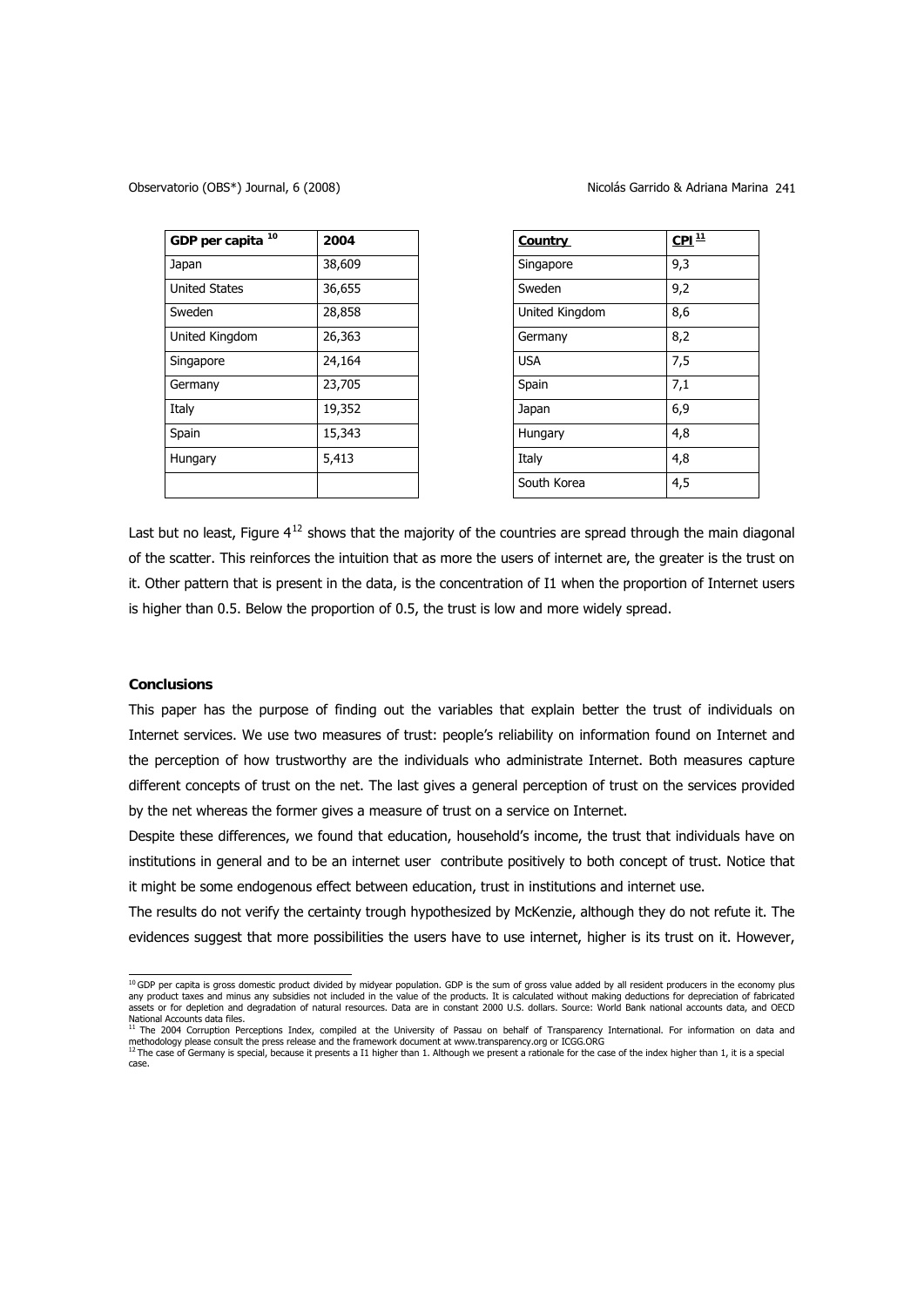| GDP per capita [10] | 2004 |
|---|---|
| Japan | 38,609 |
| United States | 36,655 |
| Sweden | 28,858 |
| United Kingdom | 26,363 |
| Singapore | 24,164 |
| Germany | 23,705 |
| Italy | 19,352 |
| Spain | 15,343 |
| Hungary | 5,413 |
| | |

| Country | CPI [11] |
|---|---|
| Singapore | 9,3 |
| Sweden | 9,2 |
| United Kingdom | 8,6 |
| Germany | 8,2 |
| USA | 7,5 |
| Spain | 7,1 |
| Japan | 6,9 |
| Hungary | 4,8 |
| Italy | 4,8 |
| South Korea | 4,5 |

Last but no least, Figure 4[12] shows that the majority of the countries are spread through the main diagonal of the scatter. This reinforces the intuition that as more the users of internet are, the greater is the trust on it. Other pattern that is present in the data, is the concentration of I1 when the proportion of Internet users is higher than 0.5. Below the proportion of 0.5, the trust is low and more widely spread.

**Conclusions**

This paper has the purpose of finding out the variables that explain better the trust of individuals on Internet services. We use two measures of trust: people's reliability on information found on Internet and the perception of how trustworthy are the individuals who administrate Internet. Both measures capture different concepts of trust on the net. The last gives a general perception of trust on the services provided by the net whereas the former gives a measure of trust on a service on Internet.

Despite these differences, we found that education, household's income, the trust that individuals have on institutions in general and to be an internet user contribute positively to both concept of trust. Notice that it might be some endogenous effect between education, trust in institutions and internet use.

The results do not verify the certainty trough hypothesized by McKenzie, although they do not refute it. The evidences suggest that more possibilities the users have to use internet, higher is its trust on it. However,

[10] GDP per capita is gross domestic product divided by midyear population. GDP is the sum of gross value added by all resident producers in the economy plus any product taxes and minus any subsidies not included in the value of the products. It is calculated without making deductions for depreciation of fabricated assets or for depletion and degradation of natural resources. Data are in constant 2000 U.S. dollars. Source: World Bank national accounts data, and OECD National Accounts data files.

[11] The 2004 Corruption Perceptions Index, compiled at the University of Passau on behalf of Transparency International. For information on data and methodology please consult the press release and the framework document at www.transparency.org or ICGG.ORG

[12] The case of Germany is special, because it presents a I1 higher than 1. Although we present a rationale for the case of the index higher than 1, it is a special case.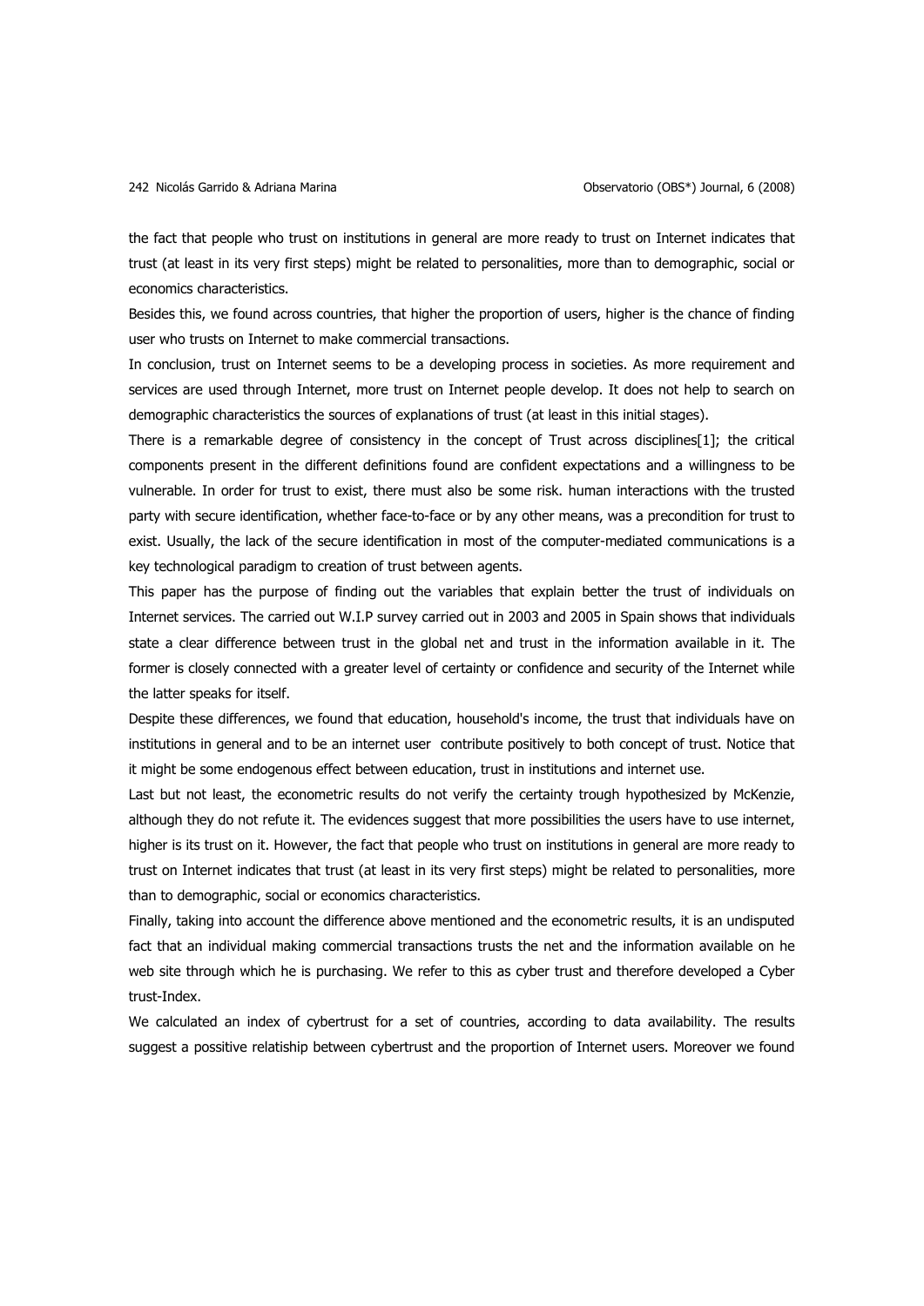the fact that people who trust on institutions in general are more ready to trust on Internet indicates that trust (at least in its very first steps) might be related to personalities, more than to demographic, social or economics characteristics.

Besides this, we found across countries, that higher the proportion of users, higher is the chance of finding user who trusts on Internet to make commercial transactions.

In conclusion, trust on Internet seems to be a developing process in societies. As more requirement and services are used through Internet, more trust on Internet people develop. It does not help to search on demographic characteristics the sources of explanations of trust (at least in this initial stages).

There is a remarkable degree of consistency in the concept of Trust across disciplines[1]; the critical components present in the different definitions found are confident expectations and a willingness to be vulnerable. In order for trust to exist, there must also be some risk. human interactions with the trusted party with secure identification, whether face-to-face or by any other means, was a precondition for trust to exist. Usually, the lack of the secure identification in most of the computer-mediated communications is a key technological paradigm to creation of trust between agents.

This paper has the purpose of finding out the variables that explain better the trust of individuals on Internet services. The carried out W.I.P survey carried out in 2003 and 2005 in Spain shows that individuals state a clear difference between trust in the global net and trust in the information available in it. The former is closely connected with a greater level of certainty or confidence and security of the Internet while the latter speaks for itself.

Despite these differences, we found that education, household's income, the trust that individuals have on institutions in general and to be an internet user contribute positively to both concept of trust. Notice that it might be some endogenous effect between education, trust in institutions and internet use.

Last but not least, the econometric results do not verify the certainty trough hypothesized by McKenzie, although they do not refute it. The evidences suggest that more possibilities the users have to use internet, higher is its trust on it. However, the fact that people who trust on institutions in general are more ready to trust on Internet indicates that trust (at least in its very first steps) might be related to personalities, more than to demographic, social or economics characteristics.

Finally, taking into account the difference above mentioned and the econometric results, it is an undisputed fact that an individual making commercial transactions trusts the net and the information available on he web site through which he is purchasing. We refer to this as cyber trust and therefore developed a Cyber trust-Index.

We calculated an index of cybertrust for a set of countries, according to data availability. The results suggest a possitive relatiship between cybertrust and the proportion of Internet users. Moreover we found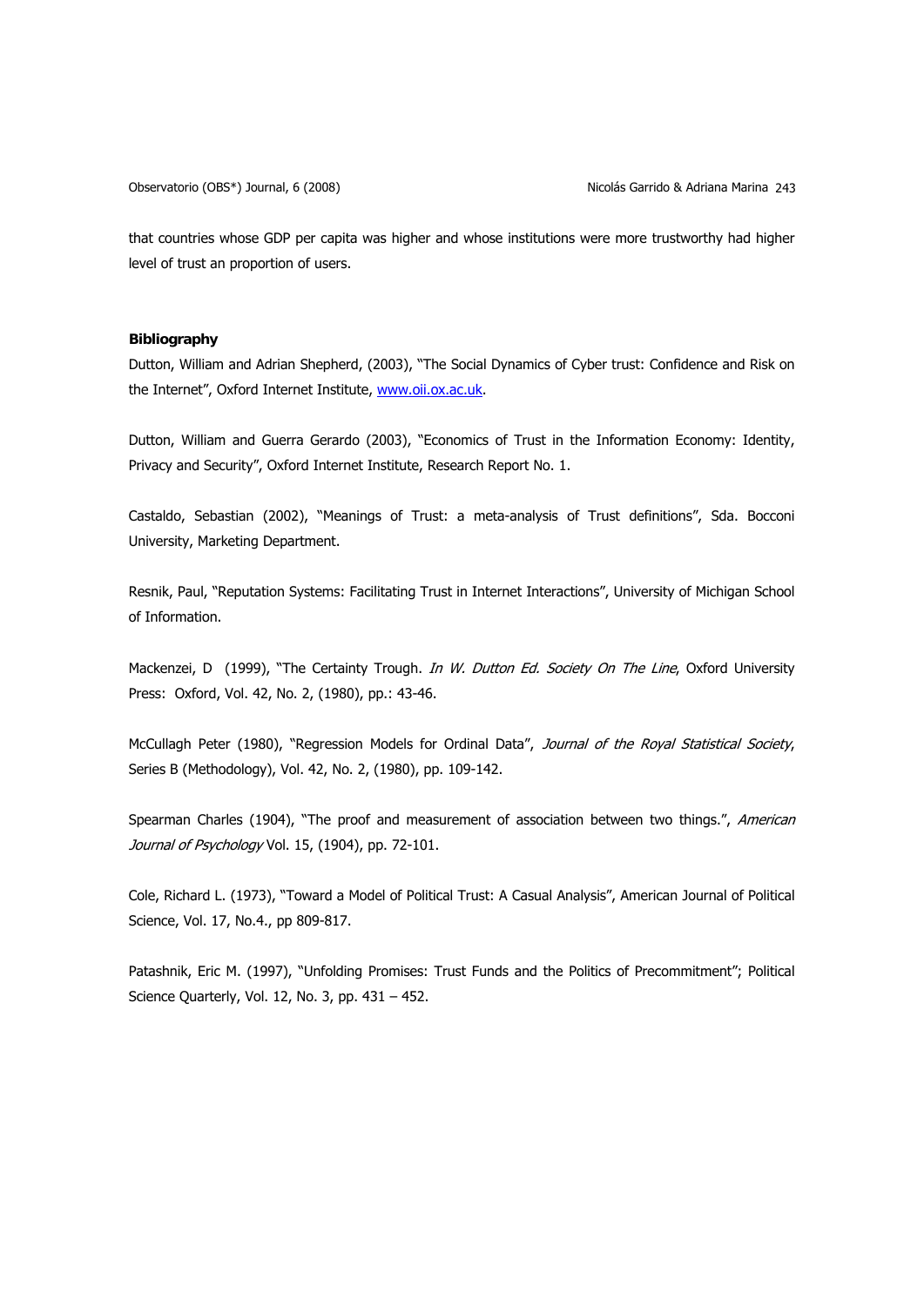that countries whose GDP per capita was higher and whose institutions were more trustworthy had higher level of trust an proportion of users.

**Bibliography**

Dutton, William and Adrian Shepherd, (2003), "The Social Dynamics of Cyber trust: Confidence and Risk on the Internet", Oxford Internet Institute, www.oii.ox.ac.uk.

Dutton, William and Guerra Gerardo (2003), "Economics of Trust in the Information Economy: Identity, Privacy and Security", Oxford Internet Institute, Research Report No. 1.

Castaldo, Sebastian (2002), "Meanings of Trust: a meta-analysis of Trust definitions", Sda. Bocconi University, Marketing Department.

Resnik, Paul, "Reputation Systems: Facilitating Trust in Internet Interactions", University of Michigan School of Information.

Mackenzei, D (1999), "The Certainty Trough. *In W. Dutton Ed. Society On The Line*, Oxford University Press: Oxford, Vol. 42, No. 2, (1980), pp.: 43-46.

McCullagh Peter (1980), "Regression Models for Ordinal Data", *Journal of the Royal Statistical Society*, Series B (Methodology), Vol. 42, No. 2, (1980), pp. 109-142.

Spearman Charles (1904), "The proof and measurement of association between two things.", *American Journal of Psychology* Vol. 15, (1904), pp. 72-101.

Cole, Richard L. (1973), "Toward a Model of Political Trust: A Casual Analysis", American Journal of Political Science, Vol. 17, No.4., pp 809-817.

Patashnik, Eric M. (1997), "Unfolding Promises: Trust Funds and the Politics of Precommitment"; Political Science Quarterly, Vol. 12, No. 3, pp. 431 – 452.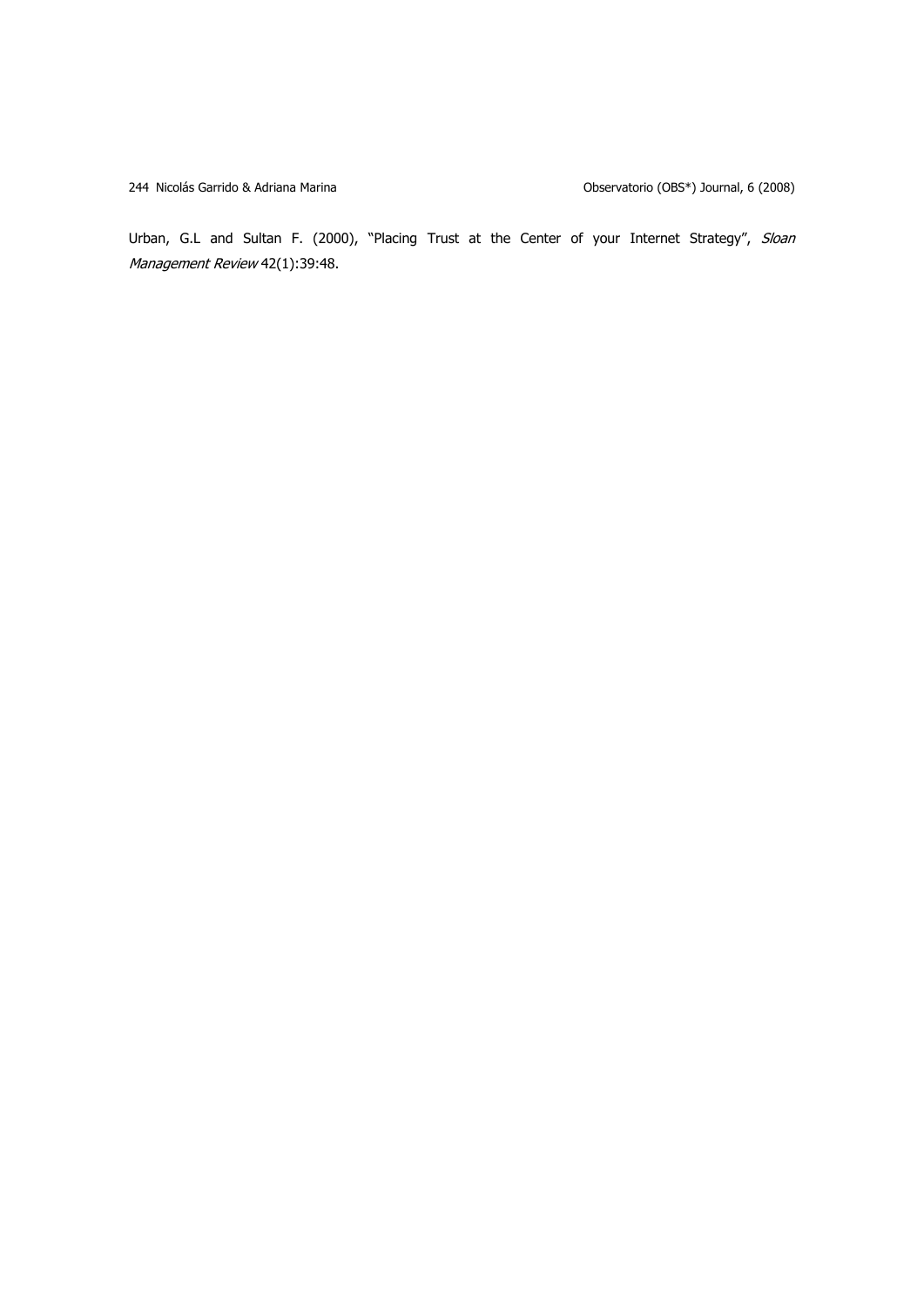Urban, G.L and Sultan F. (2000), "Placing Trust at the Center of your Internet Strategy", *Sloan Management Review* 42(1):39:48.